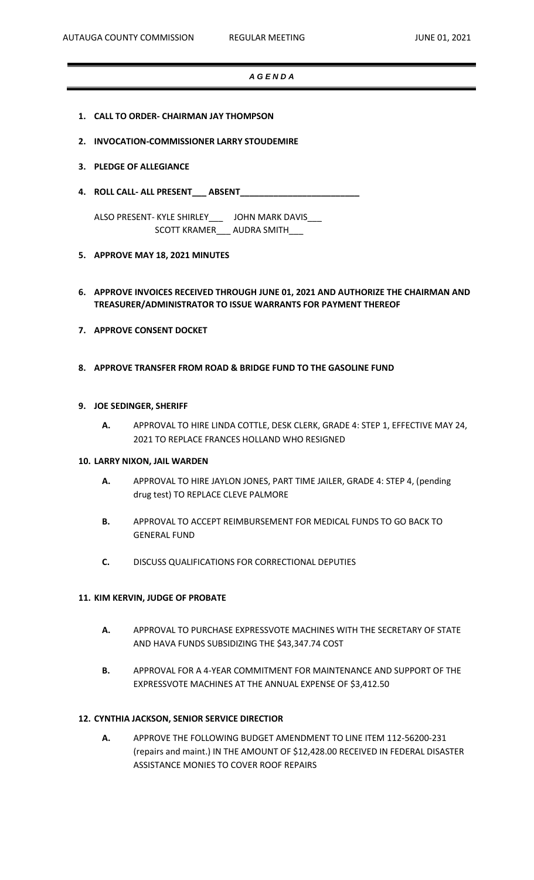# *A G E N D A*

1. **CALL TO ORDER- CHAIRMAN JAY THOMPSON**

2. **INVOCATION-COMMISSIONER LARRY STOUDEMIRE**

3. **PLEDGE OF ALLEGIANCE**

4. **ROLL CALL- ALL PRESENT___ ABSENT________________________**

   ALSO PRESENT- KYLE SHIRLEY___ JOHN MARK DAVIS___
   SCOTT KRAMER___ AUDRA SMITH___

5. **APPROVE MAY 18, 2021 MINUTES**

6. **APPROVE INVOICES RECEIVED THROUGH JUNE 01, 2021 AND AUTHORIZE THE CHAIRMAN AND TREASURER/ADMINISTRATOR TO ISSUE WARRANTS FOR PAYMENT THEREOF**

7. **APPROVE CONSENT DOCKET**

8. **APPROVE TRANSFER FROM ROAD & BRIDGE FUND TO THE GASOLINE FUND**

9. **JOE SEDINGER, SHERIFF**

   **A.** APPROVAL TO HIRE LINDA COTTLE, DESK CLERK, GRADE 4: STEP 1, EFFECTIVE MAY 24, 2021 TO REPLACE FRANCES HOLLAND WHO RESIGNED

10. **LARRY NIXON, JAIL WARDEN**

    **A.** APPROVAL TO HIRE JAYLON JONES, PART TIME JAILER, GRADE 4: STEP 4, (pending drug test) TO REPLACE CLEVE PALMORE

    **B.** APPROVAL TO ACCEPT REIMBURSEMENT FOR MEDICAL FUNDS TO GO BACK TO GENERAL FUND

    **C.** DISCUSS QUALIFICATIONS FOR CORRECTIONAL DEPUTIES

11. **KIM KERVIN, JUDGE OF PROBATE**

    **A.** APPROVAL TO PURCHASE EXPRESSVOTE MACHINES WITH THE SECRETARY OF STATE AND HAVA FUNDS SUBSIDIZING THE $43,347.74 COST

    **B.** APPROVAL FOR A 4-YEAR COMMITMENT FOR MAINTENANCE AND SUPPORT OF THE EXPRESSVOTE MACHINES AT THE ANNUAL EXPENSE OF $3,412.50

12. **CYNTHIA JACKSON, SENIOR SERVICE DIRECTIOR**

    **A.** APPROVE THE FOLLOWING BUDGET AMENDMENT TO LINE ITEM 112-56200-231 (repairs and maint.) IN THE AMOUNT OF $12,428.00 RECEIVED IN FEDERAL DISASTER ASSISTANCE MONIES TO COVER ROOF REPAIRS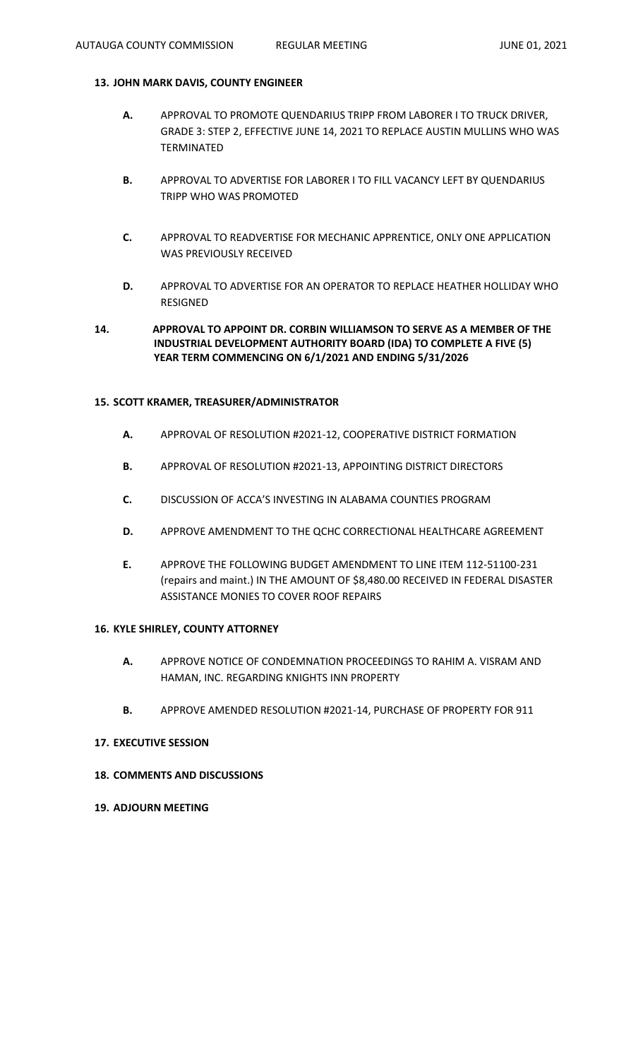**13. JOHN MARK DAVIS, COUNTY ENGINEER**

- **A.** APPROVAL TO PROMOTE QUENDARIUS TRIPP FROM LABORER I TO TRUCK DRIVER, GRADE 3: STEP 2, EFFECTIVE JUNE 14, 2021 TO REPLACE AUSTIN MULLINS WHO WAS TERMINATED

- **B.** APPROVAL TO ADVERTISE FOR LABORER I TO FILL VACANCY LEFT BY QUENDARIUS TRIPP WHO WAS PROMOTED

- **C.** APPROVAL TO READVERTISE FOR MECHANIC APPRENTICE, ONLY ONE APPLICATION WAS PREVIOUSLY RECEIVED

- **D.** APPROVAL TO ADVERTISE FOR AN OPERATOR TO REPLACE HEATHER HOLLIDAY WHO RESIGNED

**14. APPROVAL TO APPOINT DR. CORBIN WILLIAMSON TO SERVE AS A MEMBER OF THE INDUSTRIAL DEVELOPMENT AUTHORITY BOARD (IDA) TO COMPLETE A FIVE (5) YEAR TERM COMMENCING ON 6/1/2021 AND ENDING 5/31/2026**

**15. SCOTT KRAMER, TREASURER/ADMINISTRATOR**

- **A.** APPROVAL OF RESOLUTION #2021-12, COOPERATIVE DISTRICT FORMATION

- **B.** APPROVAL OF RESOLUTION #2021-13, APPOINTING DISTRICT DIRECTORS

- **C.** DISCUSSION OF ACCA'S INVESTING IN ALABAMA COUNTIES PROGRAM

- **D.** APPROVE AMENDMENT TO THE QCHC CORRECTIONAL HEALTHCARE AGREEMENT

- **E.** APPROVE THE FOLLOWING BUDGET AMENDMENT TO LINE ITEM 112-51100-231 (repairs and maint.) IN THE AMOUNT OF $8,480.00 RECEIVED IN FEDERAL DISASTER ASSISTANCE MONIES TO COVER ROOF REPAIRS

**16. KYLE SHIRLEY, COUNTY ATTORNEY**

- **A.** APPROVE NOTICE OF CONDEMNATION PROCEEDINGS TO RAHIM A. VISRAM AND HAMAN, INC. REGARDING KNIGHTS INN PROPERTY

- **B.** APPROVE AMENDED RESOLUTION #2021-14, PURCHASE OF PROPERTY FOR 911

**17. EXECUTIVE SESSION**

**18. COMMENTS AND DISCUSSIONS**

**19. ADJOURN MEETING**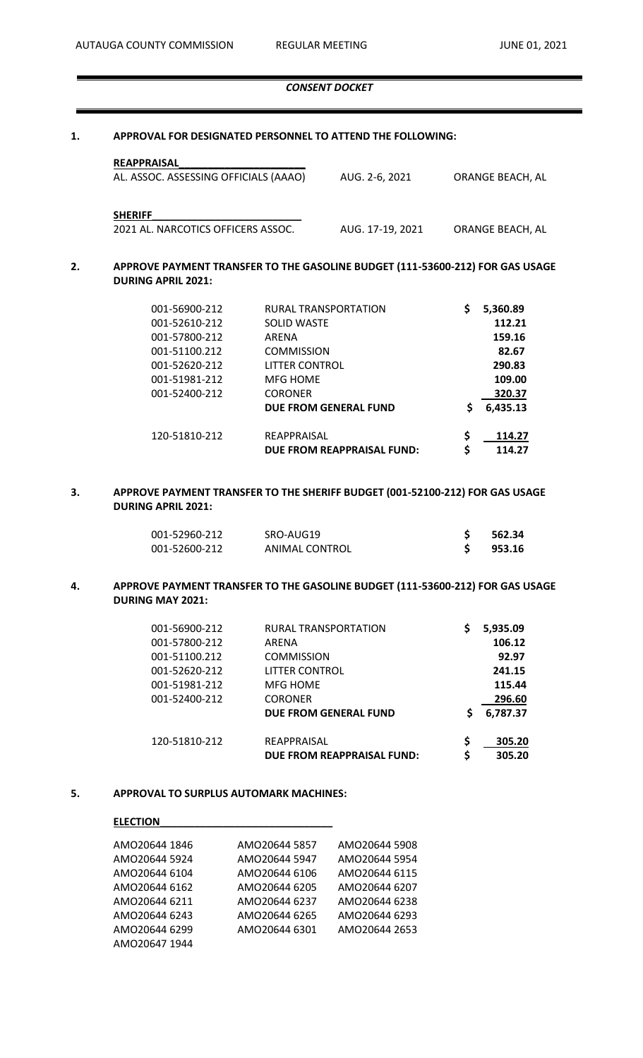## *CONSENT DOCKET*

**1. APPROVAL FOR DESIGNATED PERSONNEL TO ATTEND THE FOLLOWING:**

**REAPPRAISAL**

| | | |
|---|---|---|
| AL. ASSOC. ASSESSING OFFICIALS (AAAO) | AUG. 2-6, 2021 | ORANGE BEACH, AL |

**SHERIFF**

| | | |
|---|---|---|
| 2021 AL. NARCOTICS OFFICERS ASSOC. | AUG. 17-19, 2021 | ORANGE BEACH, AL |

**2. APPROVE PAYMENT TRANSFER TO THE GASOLINE BUDGET (111-53600-212) FOR GAS USAGE DURING APRIL 2021:**

| | | |
|---|---|---|
| 001-56900-212 | RURAL TRANSPORTATION | $ 5,360.89 |
| 001-52610-212 | SOLID WASTE | 112.21 |
| 001-57800-212 | ARENA | 159.16 |
| 001-51100.212 | COMMISSION | 82.67 |
| 001-52620-212 | LITTER CONTROL | 290.83 |
| 001-51981-212 | MFG HOME | 109.00 |
| 001-52400-212 | CORONER | 320.37 |
| | **DUE FROM GENERAL FUND** | **$ 6,435.13** |
| 120-51810-212 | REAPPRAISAL | $ 114.27 |
| | **DUE FROM REAPPRAISAL FUND:** | **$ 114.27** |

**3. APPROVE PAYMENT TRANSFER TO THE SHERIFF BUDGET (001-52100-212) FOR GAS USAGE DURING APRIL 2021:**

| | | |
|---|---|---|
| 001-52960-212 | SRO-AUG19 | $ 562.34 |
| 001-52600-212 | ANIMAL CONTROL | $ 953.16 |

**4. APPROVE PAYMENT TRANSFER TO THE GASOLINE BUDGET (111-53600-212) FOR GAS USAGE DURING MAY 2021:**

| | | |
|---|---|---|
| 001-56900-212 | RURAL TRANSPORTATION | $ 5,935.09 |
| 001-57800-212 | ARENA | 106.12 |
| 001-51100.212 | COMMISSION | 92.97 |
| 001-52620-212 | LITTER CONTROL | 241.15 |
| 001-51981-212 | MFG HOME | 115.44 |
| 001-52400-212 | CORONER | 296.60 |
| | **DUE FROM GENERAL FUND** | **$ 6,787.37** |
| 120-51810-212 | REAPPRAISAL | $ 305.20 |
| | **DUE FROM REAPPRAISAL FUND:** | **$ 305.20** |

**5. APPROVAL TO SURPLUS AUTOMARK MACHINES:**

**ELECTION**

| | | |
|---|---|---|
| AMO20644 1846 | AMO20644 5857 | AMO20644 5908 |
| AMO20644 5924 | AMO20644 5947 | AMO20644 5954 |
| AMO20644 6104 | AMO20644 6106 | AMO20644 6115 |
| AMO20644 6162 | AMO20644 6205 | AMO20644 6207 |
| AMO20644 6211 | AMO20644 6237 | AMO20644 6238 |
| AMO20644 6243 | AMO20644 6265 | AMO20644 6293 |
| AMO20644 6299 | AMO20644 6301 | AMO20644 2653 |
| AMO20647 1944 | | |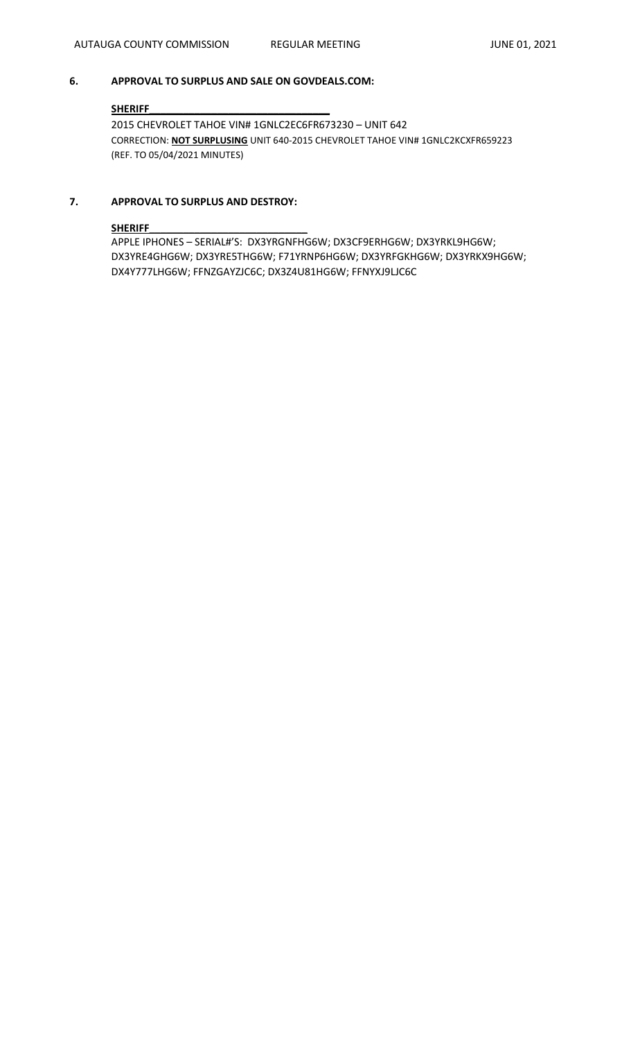**6. APPROVAL TO SURPLUS AND SALE ON GOVDEALS.COM:**

**SHERIFF**

2015 CHEVROLET TAHOE VIN# 1GNLC2EC6FR673230 – UNIT 642

CORRECTION: **NOT SURPLUSING** UNIT 640-2015 CHEVROLET TAHOE VIN# 1GNLC2KCXFR659223 (REF. TO 05/04/2021 MINUTES)

**7. APPROVAL TO SURPLUS AND DESTROY:**

**SHERIFF**

APPLE IPHONES – SERIAL#'S: DX3YRGNFHG6W; DX3CF9ERHG6W; DX3YRKL9HG6W; DX3YRE4GHG6W; DX3YRE5THG6W; F71YRNP6HG6W; DX3YRFGKHG6W; DX3YRKX9HG6W; DX4Y777LHG6W; FFNZGAYZJC6C; DX3Z4U81HG6W; FFNYXJ9LJC6C